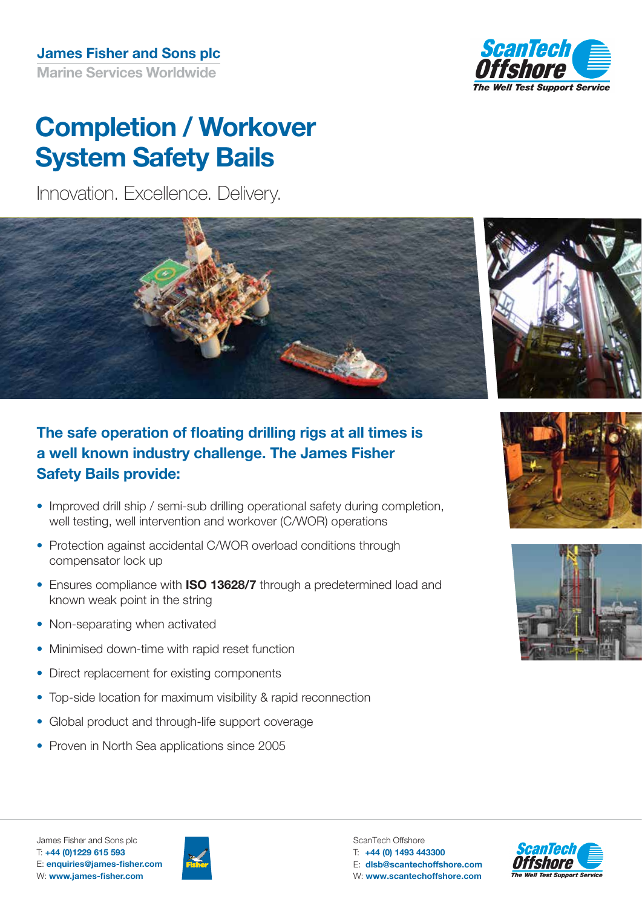James Fisher and Sons plc
Marine Services Worldwide

ScanTech Offshore
The Well Test Support Service

# Completion / Workover System Safety Bails

Innovation. Excellence. Delivery.

## The safe operation of floating drilling rigs at all times is a well known industry challenge. The James Fisher Safety Bails provide:

- Improved drill ship / semi-sub drilling operational safety during completion, well testing, well intervention and workover (C/WOR) operations
- Protection against accidental C/WOR overload conditions through compensator lock up
- Ensures compliance with **ISO 13628/7** through a predetermined load and known weak point in the string
- Non-separating when activated
- Minimised down-time with rapid reset function
- Direct replacement for existing components
- Top-side location for maximum visibility & rapid reconnection
- Global product and through-life support coverage
- Proven in North Sea applications since 2005

James Fisher and Sons plc
T: **+44 (0)1229 615 593**
E: **enquiries@james-fisher.com**
W: **www.james-fisher.com**

ScanTech Offshore
T: **+44 (0) 1493 443300**
E: **dlsb@scantechoffshore.com**
W: **www.scantechoffshore.com**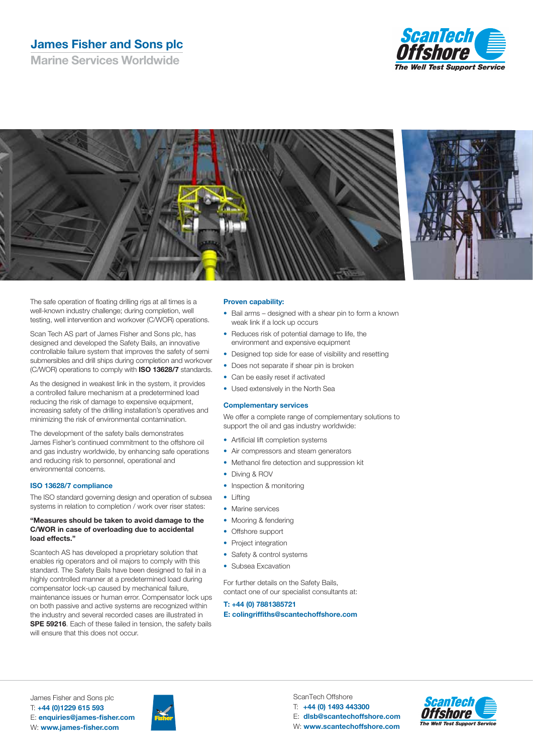## James Fisher and Sons plc

Marine Services Worldwide

ScanTech Offshore

The Well Test Support Service

The safe operation of floating drilling rigs at all times is a well-known industry challenge; during completion, well testing, well intervention and workover (C/WOR) operations.

Scan Tech AS part of James Fisher and Sons plc, has designed and developed the Safety Bails, an innovative controllable failure system that improves the safety of semi submersibles and drill ships during completion and workover (C/WOR) operations to comply with **ISO 13628/7** standards.

As the designed in weakest link in the system, it provides a controlled failure mechanism at a predetermined load reducing the risk of damage to expensive equipment, increasing safety of the drilling installation's operatives and minimizing the risk of environmental contamination.

The development of the safety bails demonstrates James Fisher's continued commitment to the offshore oil and gas industry worldwide, by enhancing safe operations and reducing risk to personnel, operational and environmental concerns.

### ISO 13628/7 compliance

The ISO standard governing design and operation of subsea systems in relation to completion / work over riser states:

**"Measures should be taken to avoid damage to the C/WOR in case of overloading due to accidental load effects."**

Scantech AS has developed a proprietary solution that enables rig operators and oil majors to comply with this standard. The Safety Bails have been designed to fail in a highly controlled manner at a predetermined load during compensator lock-up caused by mechanical failure, maintenance issues or human error. Compensator lock ups on both passive and active systems are recognized within the industry and several recorded cases are illustrated in **SPE 59216**. Each of these failed in tension, the safety bails will ensure that this does not occur.

### Proven capability:

- Bail arms – designed with a shear pin to form a known weak link if a lock up occurs
- Reduces risk of potential damage to life, the environment and expensive equipment
- Designed top side for ease of visibility and resetting
- Does not separate if shear pin is broken
- Can be easily reset if activated
- Used extensively in the North Sea

### Complementary services

We offer a complete range of complementary solutions to support the oil and gas industry worldwide:

- Artificial lift completion systems
- Air compressors and steam generators
- Methanol fire detection and suppression kit
- Diving & ROV
- Inspection & monitoring
- Lifting
- Marine services
- Mooring & fendering
- Offshore support
- Project integration
- Safety & control systems
- Subsea Excavation

For further details on the Safety Bails, contact one of our specialist consultants at:

**T: +44 (0) 7881385721**
**E: colingriffiths@scantechoffshore.com**

James Fisher and Sons plc
T: **+44 (0)1229 615 593**
E: **enquiries@james-fisher.com**
W: **www.james-fisher.com**

ScanTech Offshore
T: **+44 (0) 1493 443300**
E: **dlsb@scantechoffshore.com**
W: **www.scantechoffshore.com**